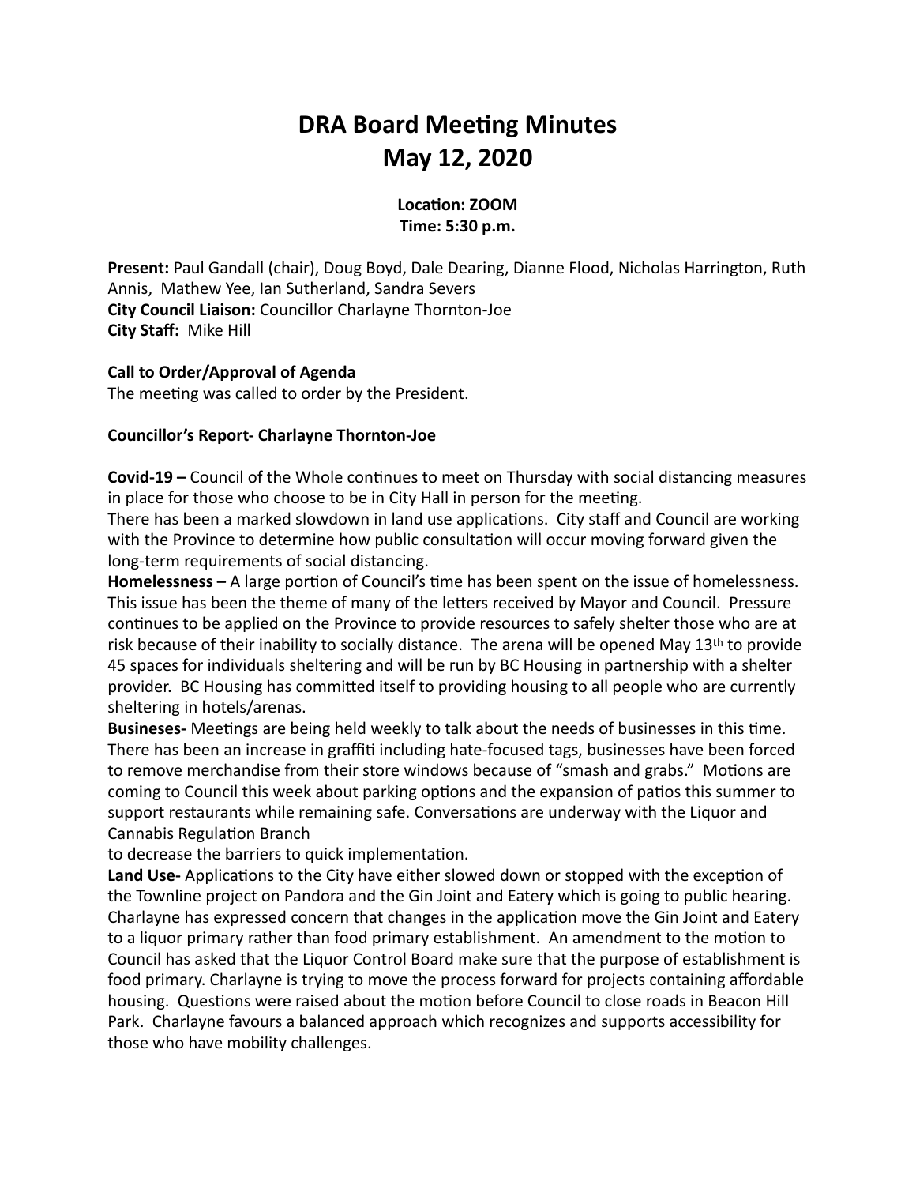# DRA Board Meeting Minutes
# May 12, 2020

**Location: ZOOM**
**Time: 5:30 p.m.**

**Present:** Paul Gandall (chair), Doug Boyd, Dale Dearing, Dianne Flood, Nicholas Harrington, Ruth Annis, Mathew Yee, Ian Sutherland, Sandra Severs
**City Council Liaison:** Councillor Charlayne Thornton-Joe
**City Staff:** Mike Hill

**Call to Order/Approval of Agenda**
The meeting was called to order by the President.

**Councillor's Report- Charlayne Thornton-Joe**

**Covid-19 –** Council of the Whole continues to meet on Thursday with social distancing measures in place for those who choose to be in City Hall in person for the meeting.
There has been a marked slowdown in land use applications. City staff and Council are working with the Province to determine how public consultation will occur moving forward given the long-term requirements of social distancing.
**Homelessness –** A large portion of Council's time has been spent on the issue of homelessness. This issue has been the theme of many of the letters received by Mayor and Council. Pressure continues to be applied on the Province to provide resources to safely shelter those who are at risk because of their inability to socially distance. The arena will be opened May 13th to provide 45 spaces for individuals sheltering and will be run by BC Housing in partnership with a shelter provider. BC Housing has committed itself to providing housing to all people who are currently sheltering in hotels/arenas.
**Busineses-** Meetings are being held weekly to talk about the needs of businesses in this time. There has been an increase in graffiti including hate-focused tags, businesses have been forced to remove merchandise from their store windows because of "smash and grabs." Motions are coming to Council this week about parking options and the expansion of patios this summer to support restaurants while remaining safe. Conversations are underway with the Liquor and Cannabis Regulation Branch
to decrease the barriers to quick implementation.
**Land Use-** Applications to the City have either slowed down or stopped with the exception of the Townline project on Pandora and the Gin Joint and Eatery which is going to public hearing. Charlayne has expressed concern that changes in the application move the Gin Joint and Eatery to a liquor primary rather than food primary establishment. An amendment to the motion to Council has asked that the Liquor Control Board make sure that the purpose of establishment is food primary. Charlayne is trying to move the process forward for projects containing affordable housing. Questions were raised about the motion before Council to close roads in Beacon Hill Park. Charlayne favours a balanced approach which recognizes and supports accessibility for those who have mobility challenges.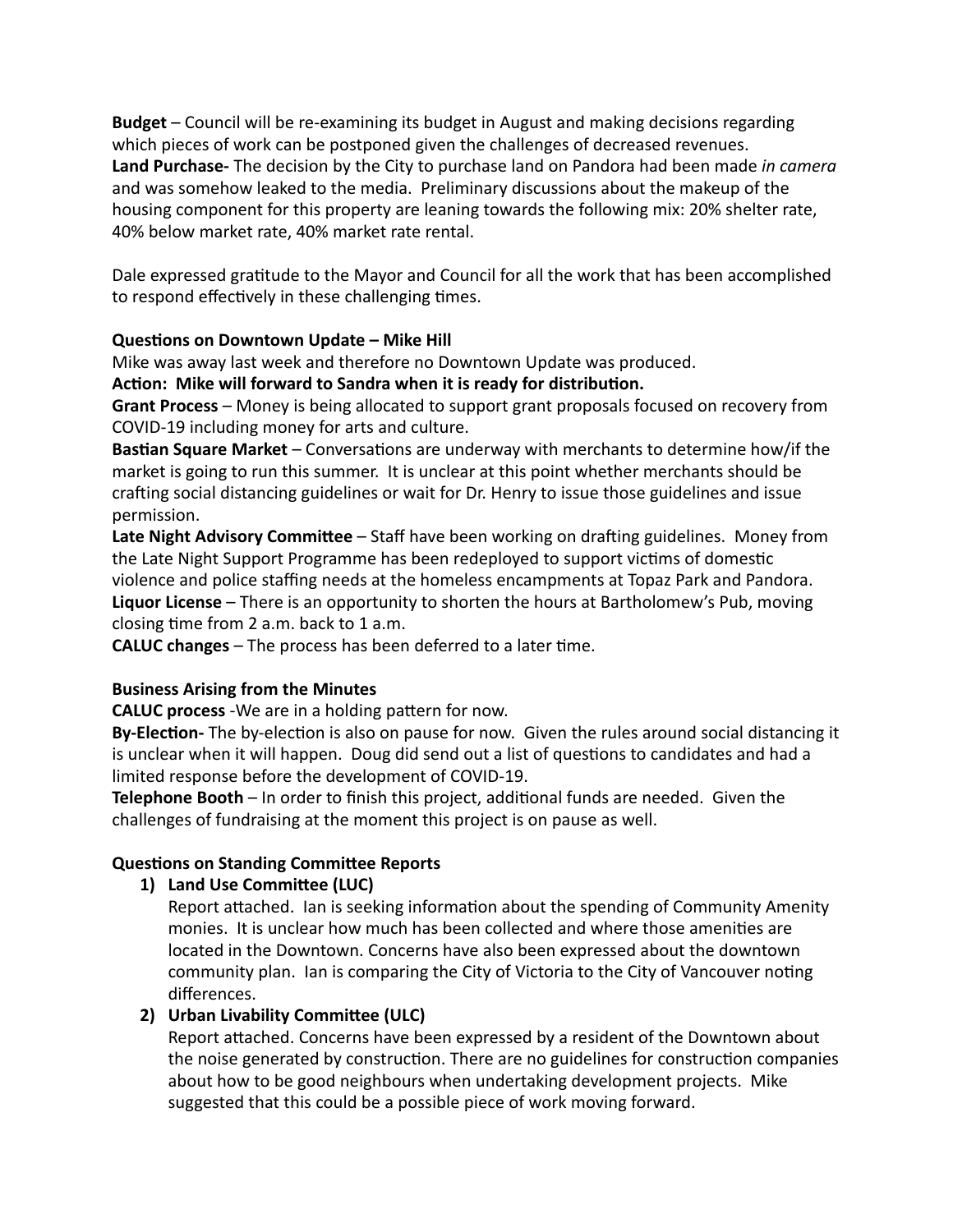**Budget** – Council will be re-examining its budget in August and making decisions regarding which pieces of work can be postponed given the challenges of decreased revenues.
**Land Purchase-** The decision by the City to purchase land on Pandora had been made *in camera* and was somehow leaked to the media. Preliminary discussions about the makeup of the housing component for this property are leaning towards the following mix: 20% shelter rate, 40% below market rate, 40% market rate rental.

Dale expressed gratitude to the Mayor and Council for all the work that has been accomplished to respond effectively in these challenging times.

**Questions on Downtown Update – Mike Hill**

Mike was away last week and therefore no Downtown Update was produced.

**Action: Mike will forward to Sandra when it is ready for distribution.**

**Grant Process** – Money is being allocated to support grant proposals focused on recovery from COVID-19 including money for arts and culture.
**Bastian Square Market** – Conversations are underway with merchants to determine how/if the market is going to run this summer. It is unclear at this point whether merchants should be crafting social distancing guidelines or wait for Dr. Henry to issue those guidelines and issue permission.
**Late Night Advisory Committee** – Staff have been working on drafting guidelines. Money from the Late Night Support Programme has been redeployed to support victims of domestic violence and police staffing needs at the homeless encampments at Topaz Park and Pandora.
**Liquor License** – There is an opportunity to shorten the hours at Bartholomew's Pub, moving closing time from 2 a.m. back to 1 a.m.
**CALUC changes** – The process has been deferred to a later time.

**Business Arising from the Minutes**

**CALUC process** -We are in a holding pattern for now.
**By-Election-** The by-election is also on pause for now. Given the rules around social distancing it is unclear when it will happen. Doug did send out a list of questions to candidates and had a limited response before the development of COVID-19.
**Telephone Booth** – In order to finish this project, additional funds are needed. Given the challenges of fundraising at the moment this project is on pause as well.

**Questions on Standing Committee Reports**

1) **Land Use Committee (LUC)**
   Report attached. Ian is seeking information about the spending of Community Amenity monies. It is unclear how much has been collected and where those amenities are located in the Downtown. Concerns have also been expressed about the downtown community plan. Ian is comparing the City of Victoria to the City of Vancouver noting differences.
2) **Urban Livability Committee (ULC)**
   Report attached. Concerns have been expressed by a resident of the Downtown about the noise generated by construction. There are no guidelines for construction companies about how to be good neighbours when undertaking development projects. Mike suggested that this could be a possible piece of work moving forward.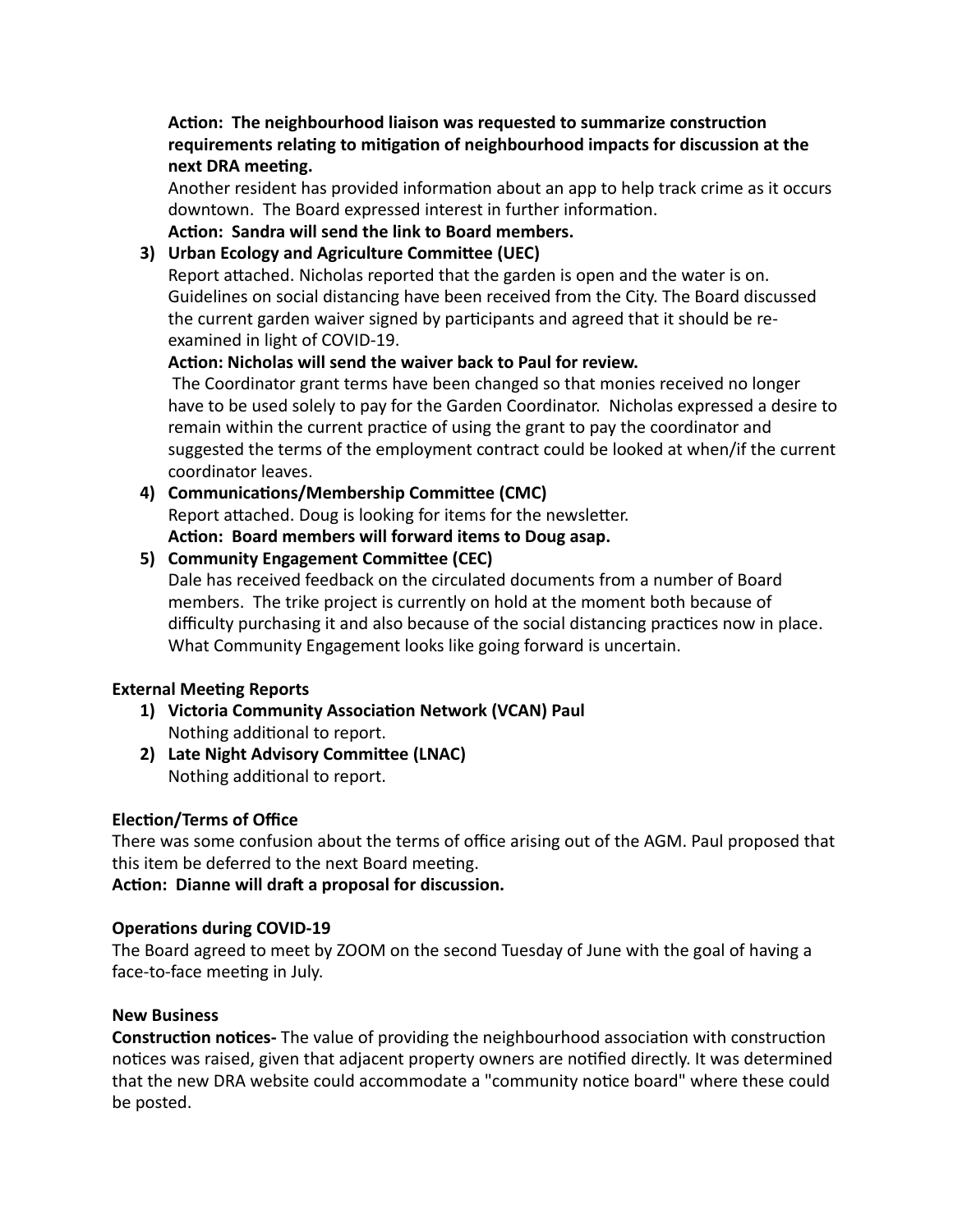**Action: The neighbourhood liaison was requested to summarize construction requirements relating to mitigation of neighbourhood impacts for discussion at the next DRA meeting.**

Another resident has provided information about an app to help track crime as it occurs downtown. The Board expressed interest in further information.

**Action: Sandra will send the link to Board members.**

3) **Urban Ecology and Agriculture Committee (UEC)**

   Report attached. Nicholas reported that the garden is open and the water is on. Guidelines on social distancing have been received from the City. The Board discussed the current garden waiver signed by participants and agreed that it should be re-examined in light of COVID-19.

   **Action: Nicholas will send the waiver back to Paul for review.**

   The Coordinator grant terms have been changed so that monies received no longer have to be used solely to pay for the Garden Coordinator. Nicholas expressed a desire to remain within the current practice of using the grant to pay the coordinator and suggested the terms of the employment contract could be looked at when/if the current coordinator leaves.

4) **Communications/Membership Committee (CMC)**

   Report attached. Doug is looking for items for the newsletter.

   **Action: Board members will forward items to Doug asap.**

5) **Community Engagement Committee (CEC)**

   Dale has received feedback on the circulated documents from a number of Board members. The trike project is currently on hold at the moment both because of difficulty purchasing it and also because of the social distancing practices now in place. What Community Engagement looks like going forward is uncertain.

**External Meeting Reports**

1) **Victoria Community Association Network (VCAN) Paul**

   Nothing additional to report.

2) **Late Night Advisory Committee (LNAC)**

   Nothing additional to report.

**Election/Terms of Office**

There was some confusion about the terms of office arising out of the AGM. Paul proposed that this item be deferred to the next Board meeting.

**Action: Dianne will draft a proposal for discussion.**

**Operations during COVID-19**

The Board agreed to meet by ZOOM on the second Tuesday of June with the goal of having a face-to-face meeting in July.

**New Business**

**Construction notices-** The value of providing the neighbourhood association with construction notices was raised, given that adjacent property owners are notified directly. It was determined that the new DRA website could accommodate a "community notice board" where these could be posted.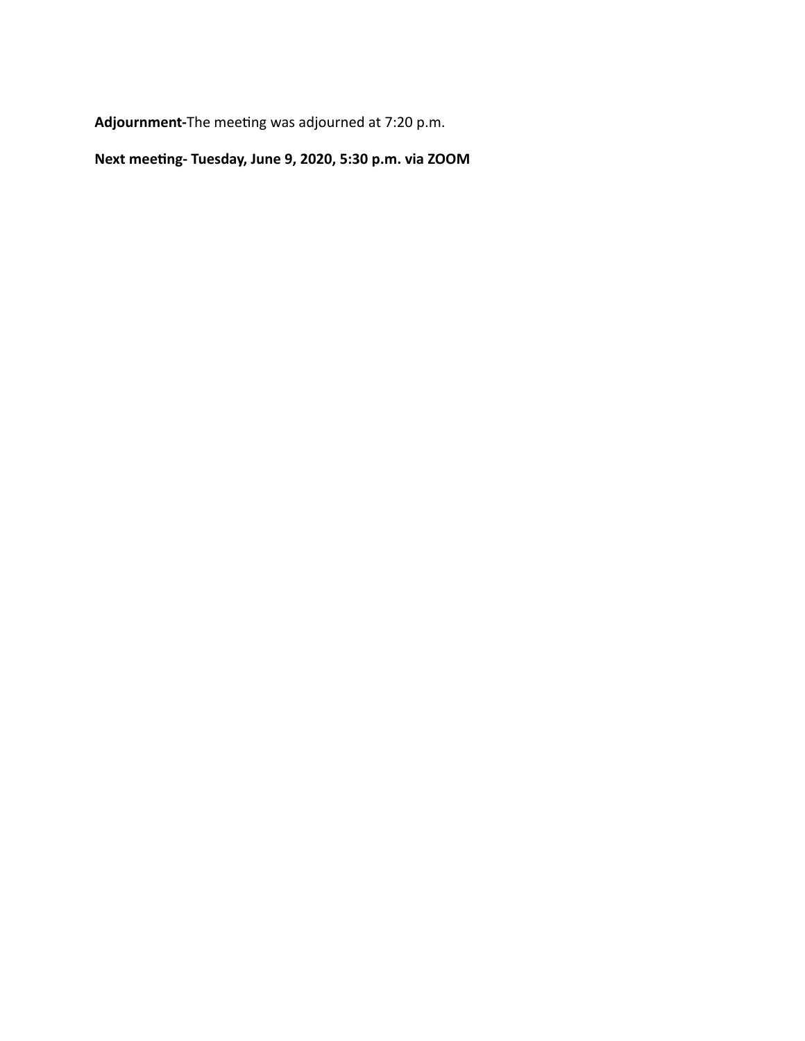**Adjournment-**The meeting was adjourned at 7:20 p.m.

**Next meeting- Tuesday, June 9, 2020, 5:30 p.m. via ZOOM**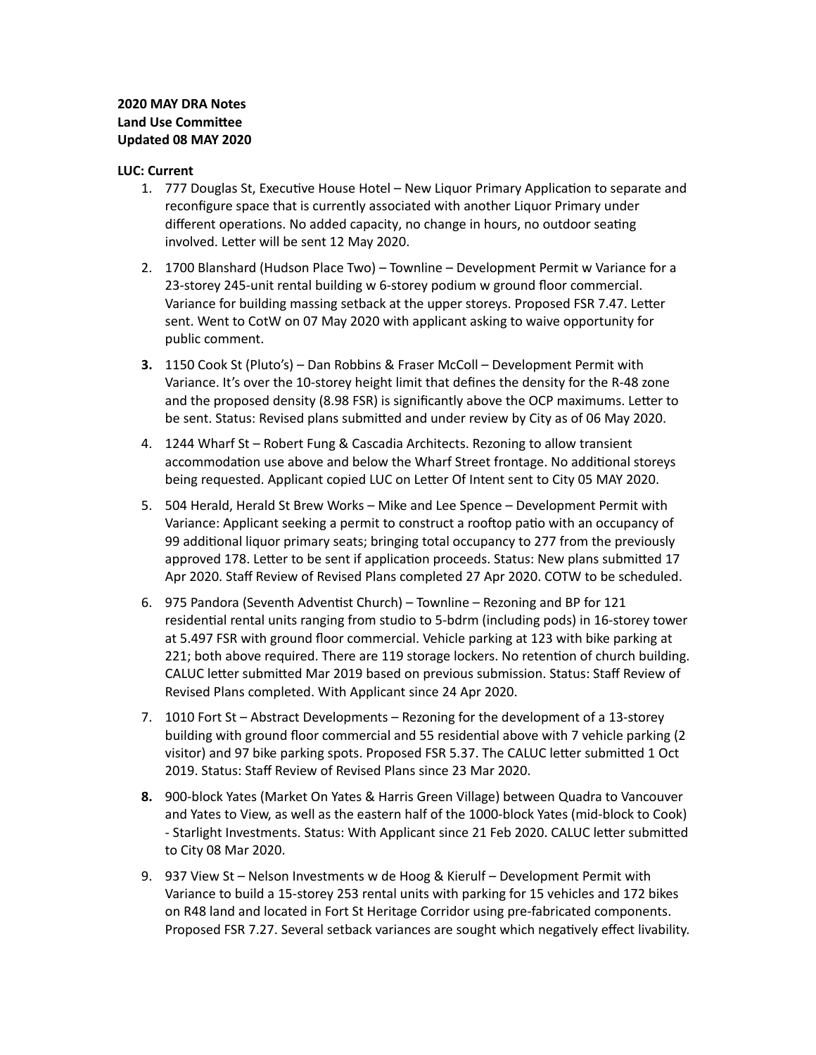**2020 MAY DRA Notes**
**Land Use Committee**
**Updated 08 MAY 2020**

**LUC: Current**

1. 777 Douglas St, Executive House Hotel – New Liquor Primary Application to separate and reconfigure space that is currently associated with another Liquor Primary under different operations. No added capacity, no change in hours, no outdoor seating involved. Letter will be sent 12 May 2020.

2. 1700 Blanshard (Hudson Place Two) – Townline – Development Permit w Variance for a 23-storey 245-unit rental building w 6-storey podium w ground floor commercial. Variance for building massing setback at the upper storeys. Proposed FSR 7.47. Letter sent. Went to CotW on 07 May 2020 with applicant asking to waive opportunity for public comment.

3. 1150 Cook St (Pluto's) – Dan Robbins & Fraser McColl – Development Permit with Variance. It's over the 10-storey height limit that defines the density for the R-48 zone and the proposed density (8.98 FSR) is significantly above the OCP maximums. Letter to be sent. Status: Revised plans submitted and under review by City as of 06 May 2020.

4. 1244 Wharf St – Robert Fung & Cascadia Architects. Rezoning to allow transient accommodation use above and below the Wharf Street frontage. No additional storeys being requested. Applicant copied LUC on Letter Of Intent sent to City 05 MAY 2020.

5. 504 Herald, Herald St Brew Works – Mike and Lee Spence – Development Permit with Variance: Applicant seeking a permit to construct a rooftop patio with an occupancy of 99 additional liquor primary seats; bringing total occupancy to 277 from the previously approved 178. Letter to be sent if application proceeds. Status: New plans submitted 17 Apr 2020. Staff Review of Revised Plans completed 27 Apr 2020. COTW to be scheduled.

6. 975 Pandora (Seventh Adventist Church) – Townline – Rezoning and BP for 121 residential rental units ranging from studio to 5-bdrm (including pods) in 16-storey tower at 5.497 FSR with ground floor commercial. Vehicle parking at 123 with bike parking at 221; both above required. There are 119 storage lockers. No retention of church building. CALUC letter submitted Mar 2019 based on previous submission. Status: Staff Review of Revised Plans completed. With Applicant since 24 Apr 2020.

7. 1010 Fort St – Abstract Developments – Rezoning for the development of a 13-storey building with ground floor commercial and 55 residential above with 7 vehicle parking (2 visitor) and 97 bike parking spots. Proposed FSR 5.37. The CALUC letter submitted 1 Oct 2019. Status: Staff Review of Revised Plans since 23 Mar 2020.

8. 900-block Yates (Market On Yates & Harris Green Village) between Quadra to Vancouver and Yates to View, as well as the eastern half of the 1000-block Yates (mid-block to Cook) - Starlight Investments. Status: With Applicant since 21 Feb 2020. CALUC letter submitted to City 08 Mar 2020.

9. 937 View St – Nelson Investments w de Hoog & Kierulf – Development Permit with Variance to build a 15-storey 253 rental units with parking for 15 vehicles and 172 bikes on R48 land and located in Fort St Heritage Corridor using pre-fabricated components. Proposed FSR 7.27. Several setback variances are sought which negatively effect livability.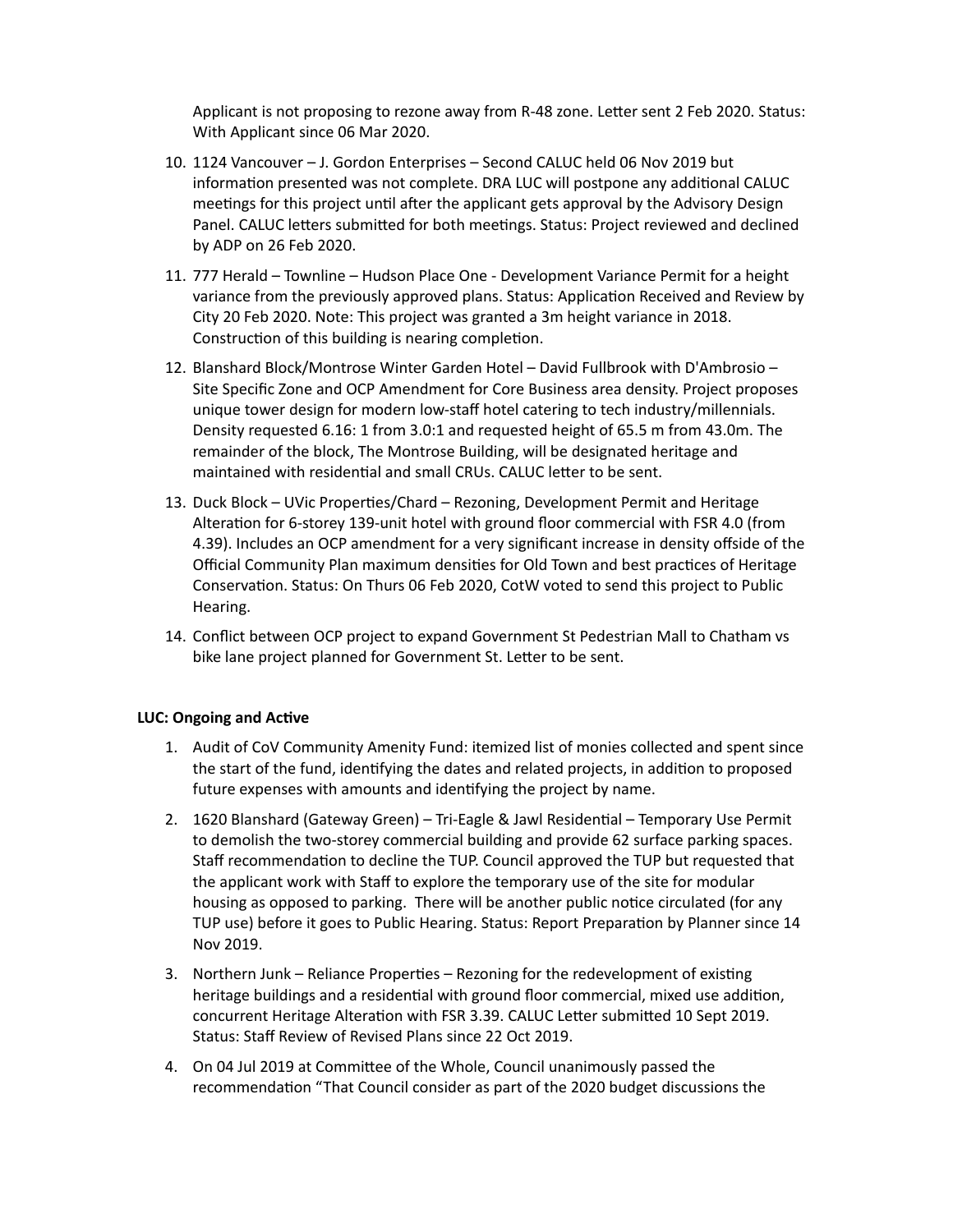Applicant is not proposing to rezone away from R-48 zone. Letter sent 2 Feb 2020. Status: With Applicant since 06 Mar 2020.

10. 1124 Vancouver – J. Gordon Enterprises – Second CALUC held 06 Nov 2019 but information presented was not complete. DRA LUC will postpone any additional CALUC meetings for this project until after the applicant gets approval by the Advisory Design Panel. CALUC letters submitted for both meetings. Status: Project reviewed and declined by ADP on 26 Feb 2020.
11. 777 Herald – Townline – Hudson Place One - Development Variance Permit for a height variance from the previously approved plans. Status: Application Received and Review by City 20 Feb 2020. Note: This project was granted a 3m height variance in 2018. Construction of this building is nearing completion.
12. Blanshard Block/Montrose Winter Garden Hotel – David Fullbrook with D'Ambrosio – Site Specific Zone and OCP Amendment for Core Business area density. Project proposes unique tower design for modern low-staff hotel catering to tech industry/millennials. Density requested 6.16: 1 from 3.0:1 and requested height of 65.5 m from 43.0m. The remainder of the block, The Montrose Building, will be designated heritage and maintained with residential and small CRUs. CALUC letter to be sent.
13. Duck Block – UVic Properties/Chard – Rezoning, Development Permit and Heritage Alteration for 6-storey 139-unit hotel with ground floor commercial with FSR 4.0 (from 4.39). Includes an OCP amendment for a very significant increase in density offside of the Official Community Plan maximum densities for Old Town and best practices of Heritage Conservation. Status: On Thurs 06 Feb 2020, CotW voted to send this project to Public Hearing.
14. Conflict between OCP project to expand Government St Pedestrian Mall to Chatham vs bike lane project planned for Government St. Letter to be sent.

**LUC: Ongoing and Active**

1. Audit of CoV Community Amenity Fund: itemized list of monies collected and spent since the start of the fund, identifying the dates and related projects, in addition to proposed future expenses with amounts and identifying the project by name.
2. 1620 Blanshard (Gateway Green) – Tri-Eagle & Jawl Residential – Temporary Use Permit to demolish the two-storey commercial building and provide 62 surface parking spaces. Staff recommendation to decline the TUP. Council approved the TUP but requested that the applicant work with Staff to explore the temporary use of the site for modular housing as opposed to parking. There will be another public notice circulated (for any TUP use) before it goes to Public Hearing. Status: Report Preparation by Planner since 14 Nov 2019.
3. Northern Junk – Reliance Properties – Rezoning for the redevelopment of existing heritage buildings and a residential with ground floor commercial, mixed use addition, concurrent Heritage Alteration with FSR 3.39. CALUC Letter submitted 10 Sept 2019. Status: Staff Review of Revised Plans since 22 Oct 2019.
4. On 04 Jul 2019 at Committee of the Whole, Council unanimously passed the recommendation "That Council consider as part of the 2020 budget discussions the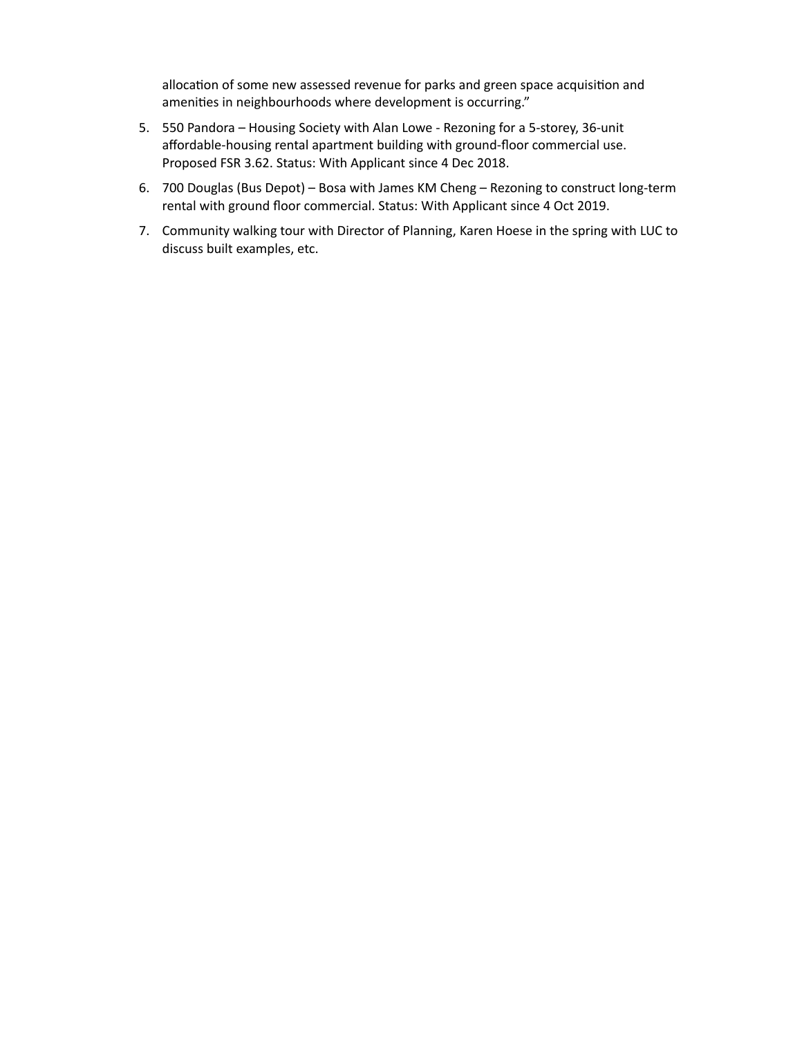allocation of some new assessed revenue for parks and green space acquisition and amenities in neighbourhoods where development is occurring."

5. 550 Pandora – Housing Society with Alan Lowe - Rezoning for a 5-storey, 36-unit affordable-housing rental apartment building with ground-floor commercial use. Proposed FSR 3.62. Status: With Applicant since 4 Dec 2018.
6. 700 Douglas (Bus Depot) – Bosa with James KM Cheng – Rezoning to construct long-term rental with ground floor commercial. Status: With Applicant since 4 Oct 2019.
7. Community walking tour with Director of Planning, Karen Hoese in the spring with LUC to discuss built examples, etc.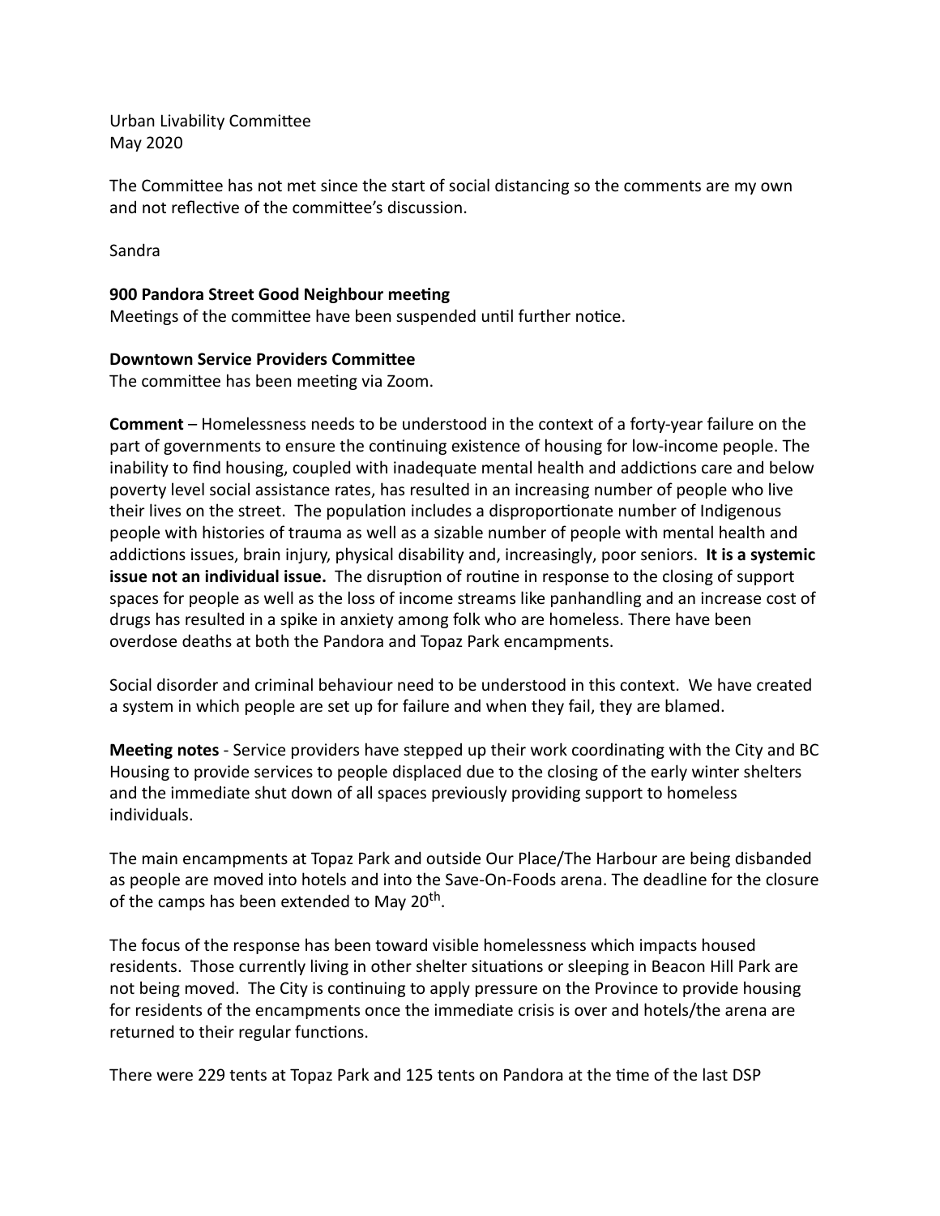Urban Livability Committee
May 2020

The Committee has not met since the start of social distancing so the comments are my own and not reflective of the committee's discussion.

Sandra

**900 Pandora Street Good Neighbour meeting**
Meetings of the committee have been suspended until further notice.

**Downtown Service Providers Committee**
The committee has been meeting via Zoom.

**Comment** – Homelessness needs to be understood in the context of a forty-year failure on the part of governments to ensure the continuing existence of housing for low-income people. The inability to find housing, coupled with inadequate mental health and addictions care and below poverty level social assistance rates, has resulted in an increasing number of people who live their lives on the street. The population includes a disproportionate number of Indigenous people with histories of trauma as well as a sizable number of people with mental health and addictions issues, brain injury, physical disability and, increasingly, poor seniors. **It is a systemic issue not an individual issue.** The disruption of routine in response to the closing of support spaces for people as well as the loss of income streams like panhandling and an increase cost of drugs has resulted in a spike in anxiety among folk who are homeless. There have been overdose deaths at both the Pandora and Topaz Park encampments.

Social disorder and criminal behaviour need to be understood in this context. We have created a system in which people are set up for failure and when they fail, they are blamed.

**Meeting notes** - Service providers have stepped up their work coordinating with the City and BC Housing to provide services to people displaced due to the closing of the early winter shelters and the immediate shut down of all spaces previously providing support to homeless individuals.

The main encampments at Topaz Park and outside Our Place/The Harbour are being disbanded as people are moved into hotels and into the Save-On-Foods arena. The deadline for the closure of the camps has been extended to May 20th.

The focus of the response has been toward visible homelessness which impacts housed residents. Those currently living in other shelter situations or sleeping in Beacon Hill Park are not being moved. The City is continuing to apply pressure on the Province to provide housing for residents of the encampments once the immediate crisis is over and hotels/the arena are returned to their regular functions.

There were 229 tents at Topaz Park and 125 tents on Pandora at the time of the last DSP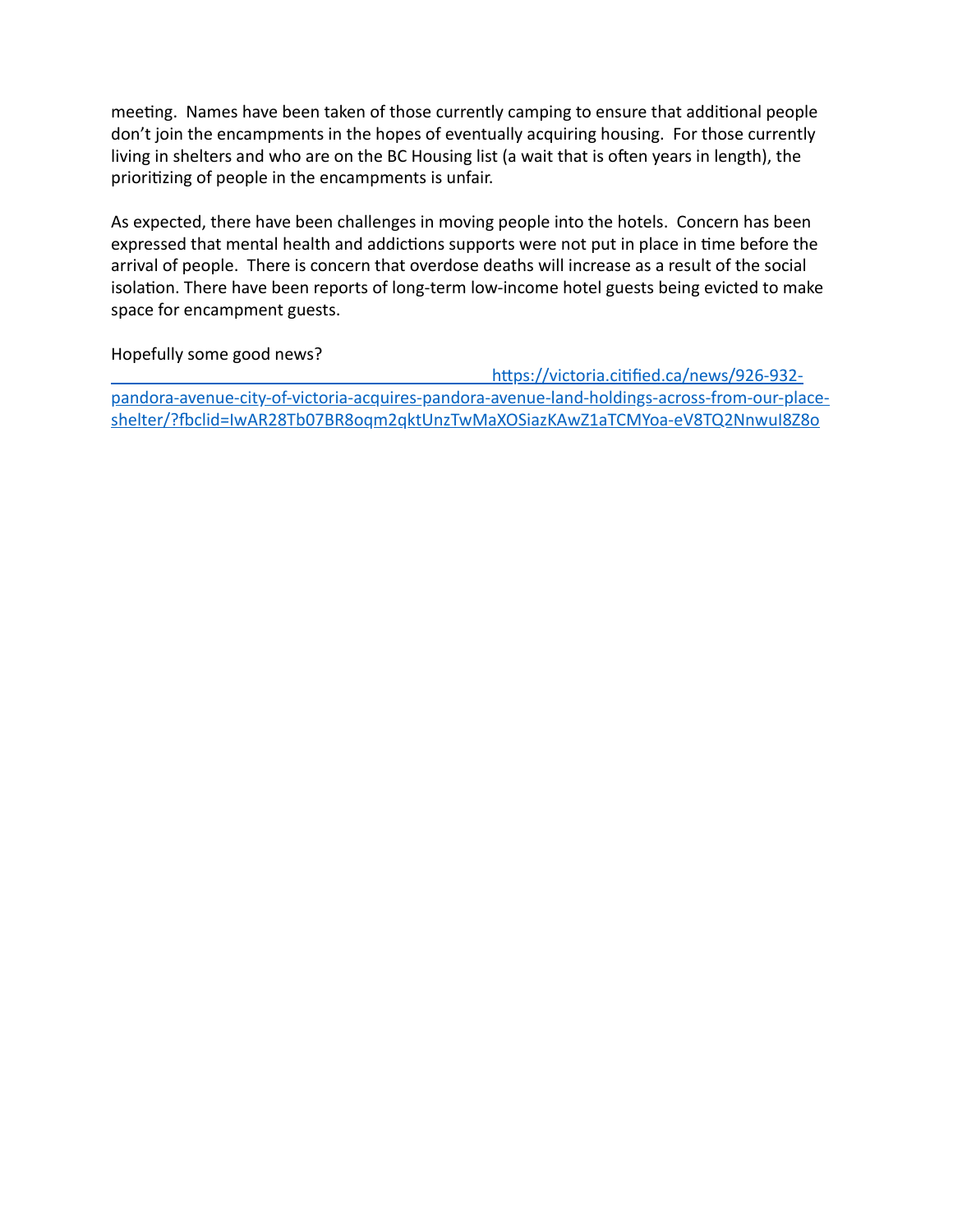meeting. Names have been taken of those currently camping to ensure that additional people don't join the encampments in the hopes of eventually acquiring housing. For those currently living in shelters and who are on the BC Housing list (a wait that is often years in length), the prioritizing of people in the encampments is unfair.

As expected, there have been challenges in moving people into the hotels. Concern has been expressed that mental health and addictions supports were not put in place in time before the arrival of people. There is concern that overdose deaths will increase as a result of the social isolation. There have been reports of long-term low-income hotel guests being evicted to make space for encampment guests.

Hopefully some good news?

https://victoria.citified.ca/news/926-932-pandora-avenue-city-of-victoria-acquires-pandora-avenue-land-holdings-across-from-our-place-shelter/?fbclid=IwAR28Tb07BR8oqm2qktUnzTwMaXOSiazKAwZ1aTCMYoa-eV8TQ2NnwuI8Z8o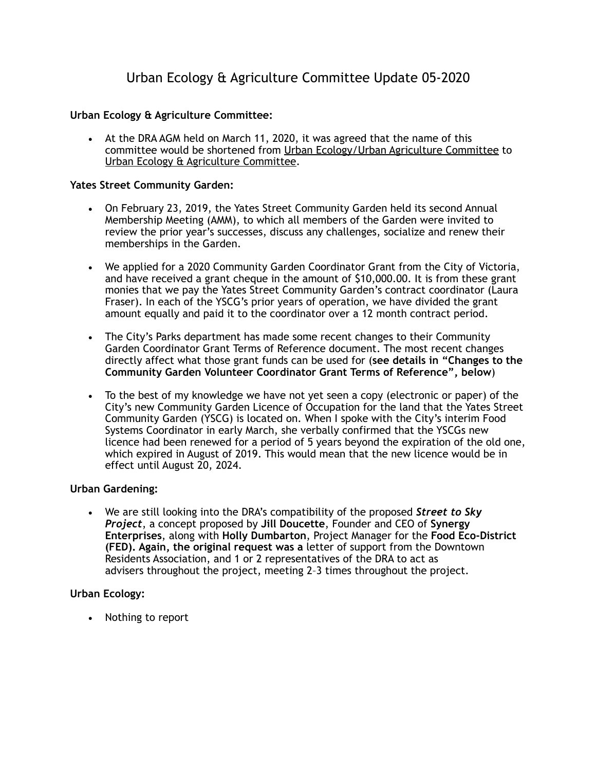# Urban Ecology & Agriculture Committee Update 05-2020

**Urban Ecology & Agriculture Committee:**

- At the DRA AGM held on March 11, 2020, it was agreed that the name of this committee would be shortened from <u>Urban Ecology/Urban Agriculture Committee</u> to <u>Urban Ecology & Agriculture Committee</u>.

**Yates Street Community Garden:**

- On February 23, 2019, the Yates Street Community Garden held its second Annual Membership Meeting (AMM), to which all members of the Garden were invited to review the prior year's successes, discuss any challenges, socialize and renew their memberships in the Garden.

- We applied for a 2020 Community Garden Coordinator Grant from the City of Victoria, and have received a grant cheque in the amount of $10,000.00. It is from these grant monies that we pay the Yates Street Community Garden's contract coordinator (Laura Fraser). In each of the YSCG's prior years of operation, we have divided the grant amount equally and paid it to the coordinator over a 12 month contract period.

- The City's Parks department has made some recent changes to their Community Garden Coordinator Grant Terms of Reference document. The most recent changes directly affect what those grant funds can be used for (**see details in "Changes to the Community Garden Volunteer Coordinator Grant Terms of Reference", below**)

- To the best of my knowledge we have not yet seen a copy (electronic or paper) of the City's new Community Garden Licence of Occupation for the land that the Yates Street Community Garden (YSCG) is located on. When I spoke with the City's interim Food Systems Coordinator in early March, she verbally confirmed that the YSCGs new licence had been renewed for a period of 5 years beyond the expiration of the old one, which expired in August of 2019. This would mean that the new licence would be in effect until August 20, 2024.

**Urban Gardening:**

- We are still looking into the DRA's compatibility of the proposed ***Street to Sky Project***, a concept proposed by **Jill Doucette**, Founder and CEO of **Synergy Enterprises**, along with **Holly Dumbarton**, Project Manager for the **Food Eco-District (FED). Again, the original request was a** letter of support from the Downtown Residents Association, and 1 or 2 representatives of the DRA to act as advisers throughout the project, meeting 2–3 times throughout the project.

**Urban Ecology:**

- Nothing to report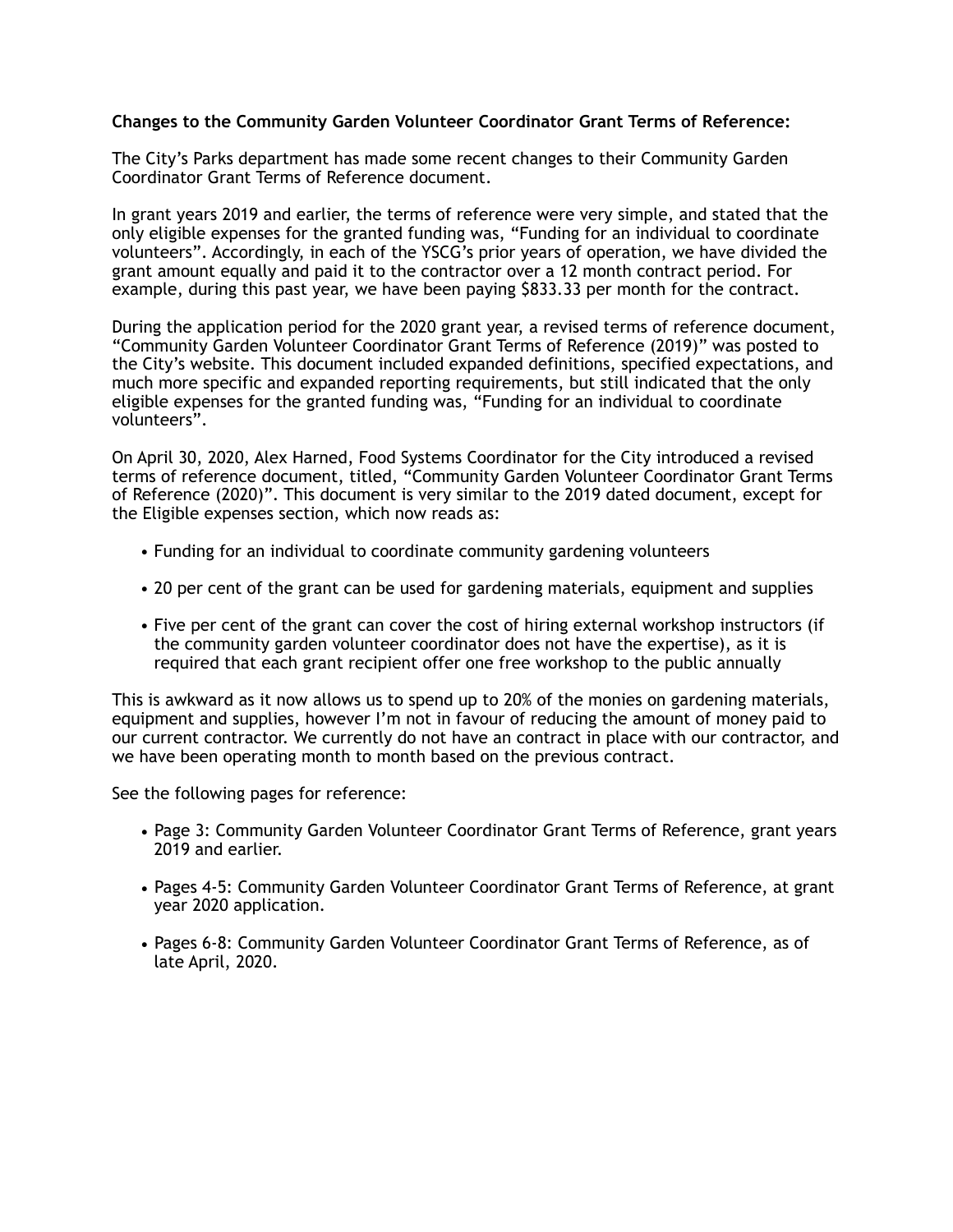**Changes to the Community Garden Volunteer Coordinator Grant Terms of Reference:**

The City's Parks department has made some recent changes to their Community Garden Coordinator Grant Terms of Reference document.

In grant years 2019 and earlier, the terms of reference were very simple, and stated that the only eligible expenses for the granted funding was, "Funding for an individual to coordinate volunteers". Accordingly, in each of the YSCG's prior years of operation, we have divided the grant amount equally and paid it to the contractor over a 12 month contract period. For example, during this past year, we have been paying $833.33 per month for the contract.

During the application period for the 2020 grant year, a revised terms of reference document, "Community Garden Volunteer Coordinator Grant Terms of Reference (2019)" was posted to the City's website. This document included expanded definitions, specified expectations, and much more specific and expanded reporting requirements, but still indicated that the only eligible expenses for the granted funding was, "Funding for an individual to coordinate volunteers".

On April 30, 2020, Alex Harned, Food Systems Coordinator for the City introduced a revised terms of reference document, titled, "Community Garden Volunteer Coordinator Grant Terms of Reference (2020)". This document is very similar to the 2019 dated document, except for the Eligible expenses section, which now reads as:

- Funding for an individual to coordinate community gardening volunteers
- 20 per cent of the grant can be used for gardening materials, equipment and supplies
- Five per cent of the grant can cover the cost of hiring external workshop instructors (if the community garden volunteer coordinator does not have the expertise), as it is required that each grant recipient offer one free workshop to the public annually

This is awkward as it now allows us to spend up to 20% of the monies on gardening materials, equipment and supplies, however I'm not in favour of reducing the amount of money paid to our current contractor. We currently do not have an contract in place with our contractor, and we have been operating month to month based on the previous contract.

See the following pages for reference:

- Page 3: Community Garden Volunteer Coordinator Grant Terms of Reference, grant years 2019 and earlier.
- Pages 4-5: Community Garden Volunteer Coordinator Grant Terms of Reference, at grant year 2020 application.
- Pages 6-8: Community Garden Volunteer Coordinator Grant Terms of Reference, as of late April, 2020.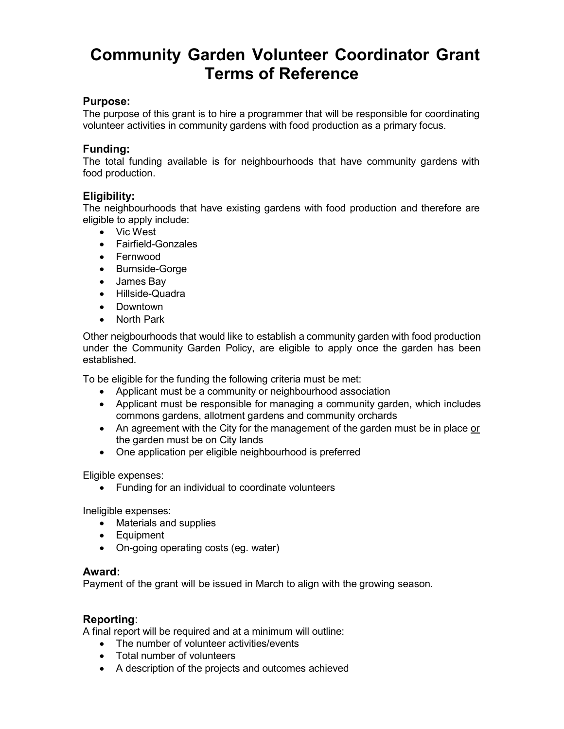# Community Garden Volunteer Coordinator Grant Terms of Reference

### Purpose:

The purpose of this grant is to hire a programmer that will be responsible for coordinating volunteer activities in community gardens with food production as a primary focus.

### Funding:

The total funding available is for neighbourhoods that have community gardens with food production.

### Eligibility:

The neighbourhoods that have existing gardens with food production and therefore are eligible to apply include:

- Vic West
- Fairfield-Gonzales
- Fernwood
- Burnside-Gorge
- James Bay
- Hillside-Quadra
- Downtown
- North Park

Other neigbourhoods that would like to establish a community garden with food production under the Community Garden Policy, are eligible to apply once the garden has been established.

To be eligible for the funding the following criteria must be met:

- Applicant must be a community or neighbourhood association
- Applicant must be responsible for managing a community garden, which includes commons gardens, allotment gardens and community orchards
- An agreement with the City for the management of the garden must be in place <u>or</u> the garden must be on City lands
- One application per eligible neighbourhood is preferred

Eligible expenses:

- Funding for an individual to coordinate volunteers

Ineligible expenses:

- Materials and supplies
- Equipment
- On-going operating costs (eg. water)

### Award:

Payment of the grant will be issued in March to align with the growing season.

### Reporting:

A final report will be required and at a minimum will outline:

- The number of volunteer activities/events
- Total number of volunteers
- A description of the projects and outcomes achieved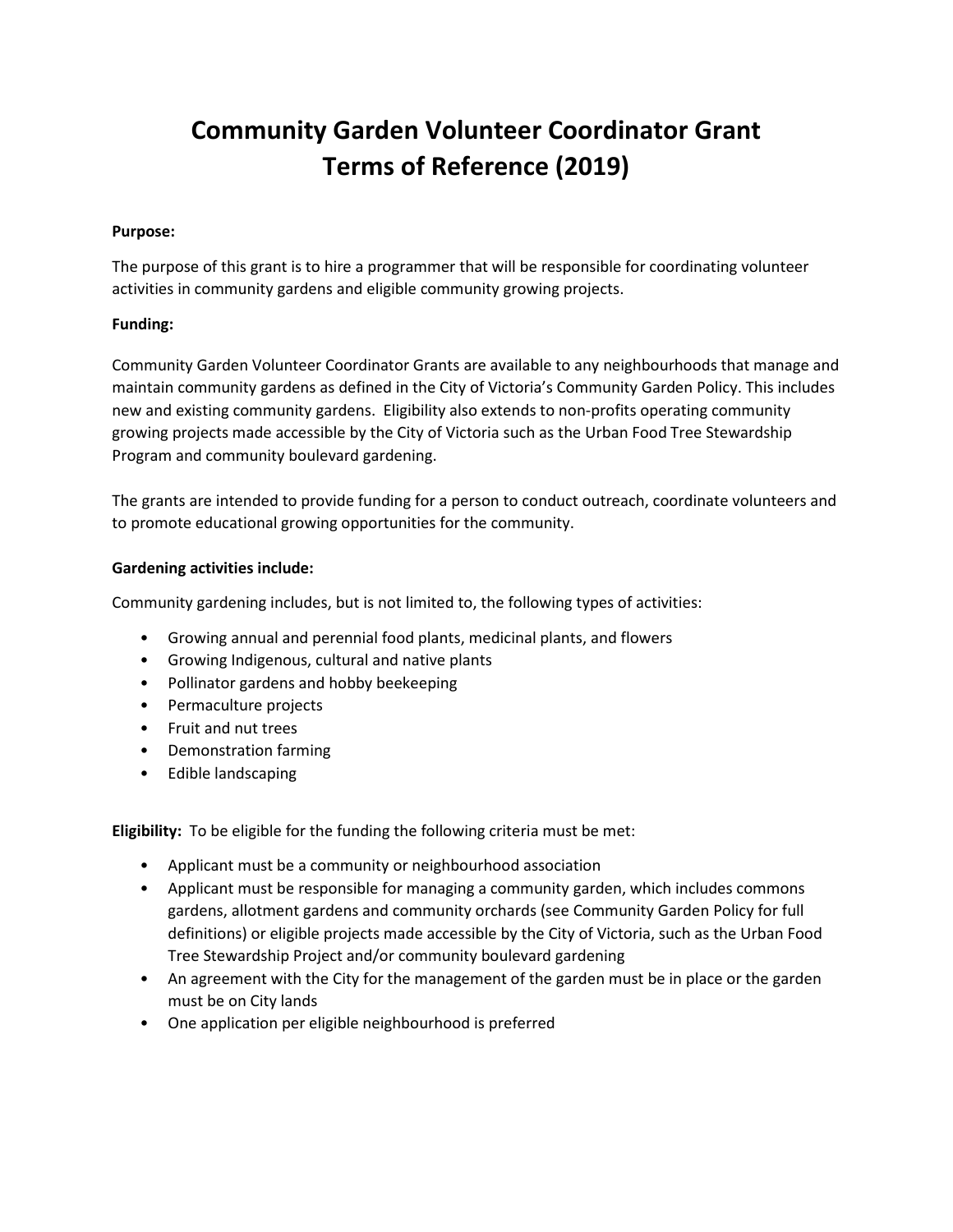# Community Garden Volunteer Coordinator Grant
# Terms of Reference (2019)

**Purpose:**

The purpose of this grant is to hire a programmer that will be responsible for coordinating volunteer activities in community gardens and eligible community growing projects.

**Funding:**

Community Garden Volunteer Coordinator Grants are available to any neighbourhoods that manage and maintain community gardens as defined in the City of Victoria's Community Garden Policy. This includes new and existing community gardens. Eligibility also extends to non-profits operating community growing projects made accessible by the City of Victoria such as the Urban Food Tree Stewardship Program and community boulevard gardening.

The grants are intended to provide funding for a person to conduct outreach, coordinate volunteers and to promote educational growing opportunities for the community.

**Gardening activities include:**

Community gardening includes, but is not limited to, the following types of activities:

- Growing annual and perennial food plants, medicinal plants, and flowers
- Growing Indigenous, cultural and native plants
- Pollinator gardens and hobby beekeeping
- Permaculture projects
- Fruit and nut trees
- Demonstration farming
- Edible landscaping

**Eligibility:** To be eligible for the funding the following criteria must be met:

- Applicant must be a community or neighbourhood association
- Applicant must be responsible for managing a community garden, which includes commons gardens, allotment gardens and community orchards (see Community Garden Policy for full definitions) or eligible projects made accessible by the City of Victoria, such as the Urban Food Tree Stewardship Project and/or community boulevard gardening
- An agreement with the City for the management of the garden must be in place or the garden must be on City lands
- One application per eligible neighbourhood is preferred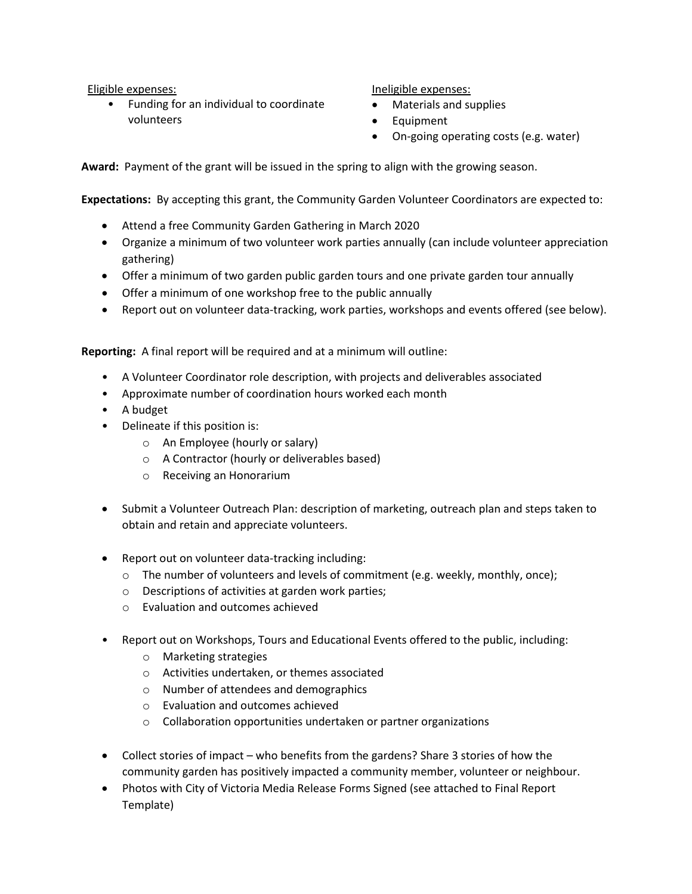Eligible expenses:

- Funding for an individual to coordinate volunteers

Ineligible expenses:

- Materials and supplies
- Equipment
- On-going operating costs (e.g. water)

**Award:** Payment of the grant will be issued in the spring to align with the growing season.

**Expectations:** By accepting this grant, the Community Garden Volunteer Coordinators are expected to:

- Attend a free Community Garden Gathering in March 2020
- Organize a minimum of two volunteer work parties annually (can include volunteer appreciation gathering)
- Offer a minimum of two garden public garden tours and one private garden tour annually
- Offer a minimum of one workshop free to the public annually
- Report out on volunteer data-tracking, work parties, workshops and events offered (see below).

**Reporting:** A final report will be required and at a minimum will outline:

- A Volunteer Coordinator role description, with projects and deliverables associated
- Approximate number of coordination hours worked each month
- A budget
- Delineate if this position is:
  - An Employee (hourly or salary)
  - A Contractor (hourly or deliverables based)
  - Receiving an Honorarium

- Submit a Volunteer Outreach Plan: description of marketing, outreach plan and steps taken to obtain and retain and appreciate volunteers.

- Report out on volunteer data-tracking including:
  - The number of volunteers and levels of commitment (e.g. weekly, monthly, once);
  - Descriptions of activities at garden work parties;
  - Evaluation and outcomes achieved

- Report out on Workshops, Tours and Educational Events offered to the public, including:
  - Marketing strategies
  - Activities undertaken, or themes associated
  - Number of attendees and demographics
  - Evaluation and outcomes achieved
  - Collaboration opportunities undertaken or partner organizations

- Collect stories of impact – who benefits from the gardens? Share 3 stories of how the community garden has positively impacted a community member, volunteer or neighbour.
- Photos with City of Victoria Media Release Forms Signed (see attached to Final Report Template)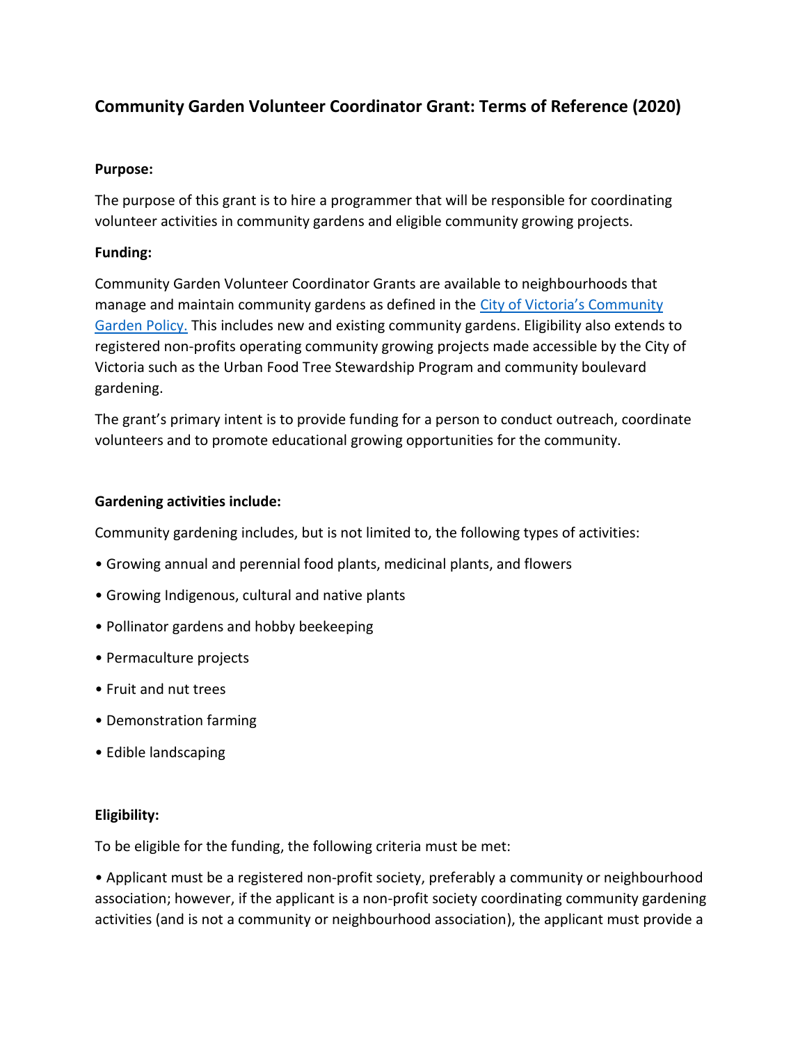## Community Garden Volunteer Coordinator Grant: Terms of Reference (2020)

**Purpose:**

The purpose of this grant is to hire a programmer that will be responsible for coordinating volunteer activities in community gardens and eligible community growing projects.

**Funding:**

Community Garden Volunteer Coordinator Grants are available to neighbourhoods that manage and maintain community gardens as defined in the [City of Victoria's Community Garden Policy.](#) This includes new and existing community gardens. Eligibility also extends to registered non-profits operating community growing projects made accessible by the City of Victoria such as the Urban Food Tree Stewardship Program and community boulevard gardening.

The grant's primary intent is to provide funding for a person to conduct outreach, coordinate volunteers and to promote educational growing opportunities for the community.

**Gardening activities include:**

Community gardening includes, but is not limited to, the following types of activities:

- Growing annual and perennial food plants, medicinal plants, and flowers
- Growing Indigenous, cultural and native plants
- Pollinator gardens and hobby beekeeping
- Permaculture projects
- Fruit and nut trees
- Demonstration farming
- Edible landscaping

**Eligibility:**

To be eligible for the funding, the following criteria must be met:

- Applicant must be a registered non-profit society, preferably a community or neighbourhood association; however, if the applicant is a non-profit society coordinating community gardening activities (and is not a community or neighbourhood association), the applicant must provide a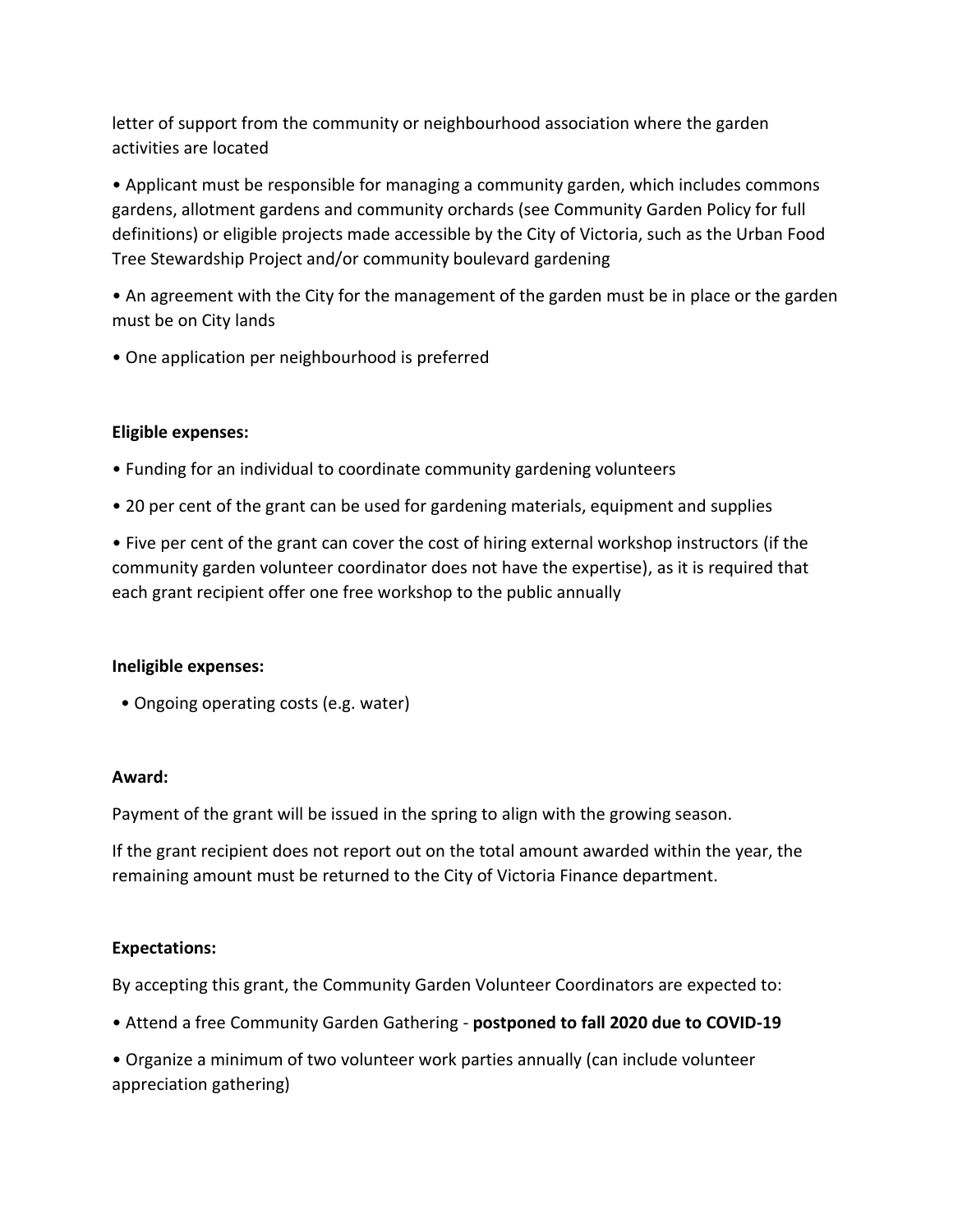letter of support from the community or neighbourhood association where the garden activities are located

- Applicant must be responsible for managing a community garden, which includes commons gardens, allotment gardens and community orchards (see Community Garden Policy for full definitions) or eligible projects made accessible by the City of Victoria, such as the Urban Food Tree Stewardship Project and/or community boulevard gardening
- An agreement with the City for the management of the garden must be in place or the garden must be on City lands
- One application per neighbourhood is preferred

**Eligible expenses:**

- Funding for an individual to coordinate community gardening volunteers
- 20 per cent of the grant can be used for gardening materials, equipment and supplies
- Five per cent of the grant can cover the cost of hiring external workshop instructors (if the community garden volunteer coordinator does not have the expertise), as it is required that each grant recipient offer one free workshop to the public annually

**Ineligible expenses:**

- Ongoing operating costs (e.g. water)

**Award:**

Payment of the grant will be issued in the spring to align with the growing season.

If the grant recipient does not report out on the total amount awarded within the year, the remaining amount must be returned to the City of Victoria Finance department.

**Expectations:**

By accepting this grant, the Community Garden Volunteer Coordinators are expected to:

- Attend a free Community Garden Gathering - **postponed to fall 2020 due to COVID-19**
- Organize a minimum of two volunteer work parties annually (can include volunteer appreciation gathering)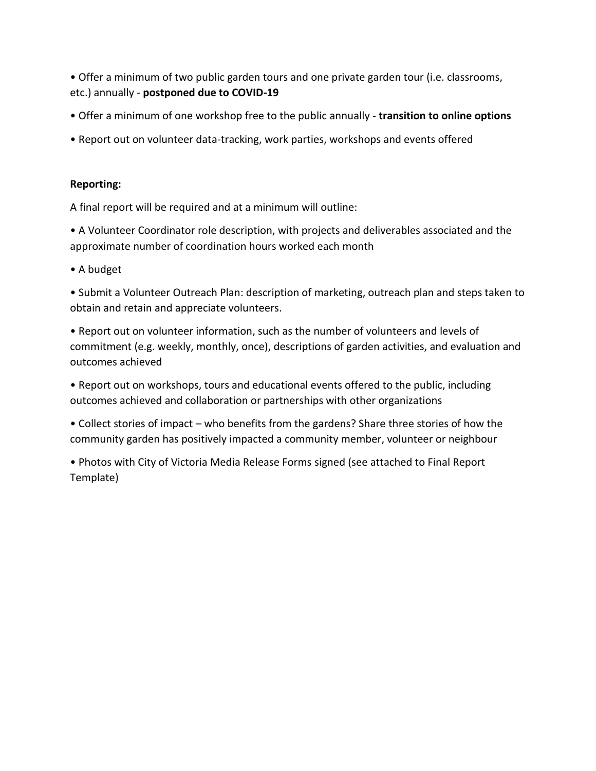- Offer a minimum of two public garden tours and one private garden tour (i.e. classrooms, etc.) annually - **postponed due to COVID-19**
- Offer a minimum of one workshop free to the public annually - **transition to online options**
- Report out on volunteer data-tracking, work parties, workshops and events offered

**Reporting:**

A final report will be required and at a minimum will outline:

- A Volunteer Coordinator role description, with projects and deliverables associated and the approximate number of coordination hours worked each month
- A budget
- Submit a Volunteer Outreach Plan: description of marketing, outreach plan and steps taken to obtain and retain and appreciate volunteers.
- Report out on volunteer information, such as the number of volunteers and levels of commitment (e.g. weekly, monthly, once), descriptions of garden activities, and evaluation and outcomes achieved
- Report out on workshops, tours and educational events offered to the public, including outcomes achieved and collaboration or partnerships with other organizations
- Collect stories of impact – who benefits from the gardens? Share three stories of how the community garden has positively impacted a community member, volunteer or neighbour
- Photos with City of Victoria Media Release Forms signed (see attached to Final Report Template)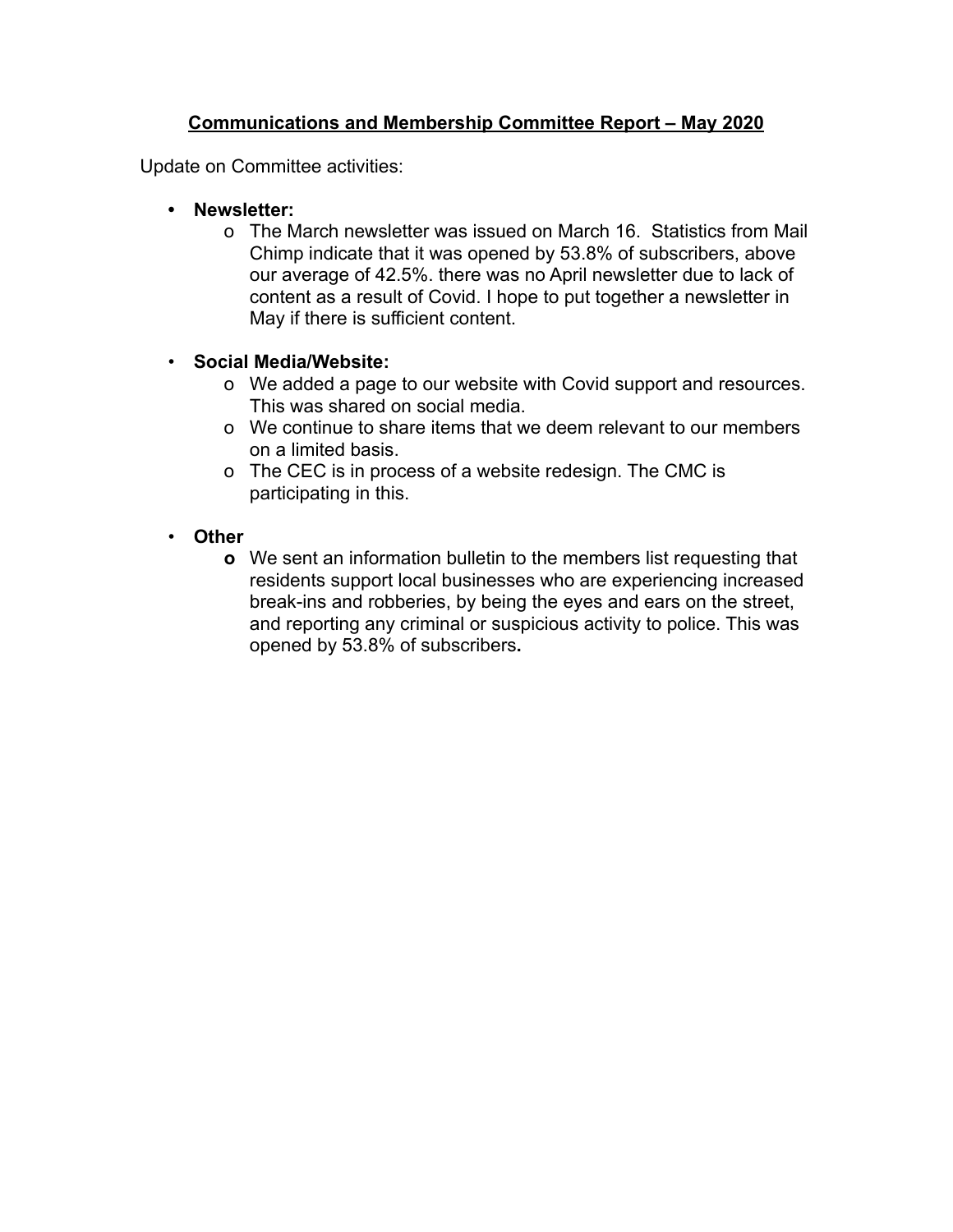**Communications and Membership Committee Report – May 2020**

Update on Committee activities:

- **Newsletter:**
  - The March newsletter was issued on March 16. Statistics from Mail Chimp indicate that it was opened by 53.8% of subscribers, above our average of 42.5%. there was no April newsletter due to lack of content as a result of Covid. I hope to put together a newsletter in May if there is sufficient content.

- **Social Media/Website:**
  - We added a page to our website with Covid support and resources. This was shared on social media.
  - We continue to share items that we deem relevant to our members on a limited basis.
  - The CEC is in process of a website redesign. The CMC is participating in this.

- **Other**
  - We sent an information bulletin to the members list requesting that residents support local businesses who are experiencing increased break-ins and robberies, by being the eyes and ears on the street, and reporting any criminal or suspicious activity to police. This was opened by 53.8% of subscribers.